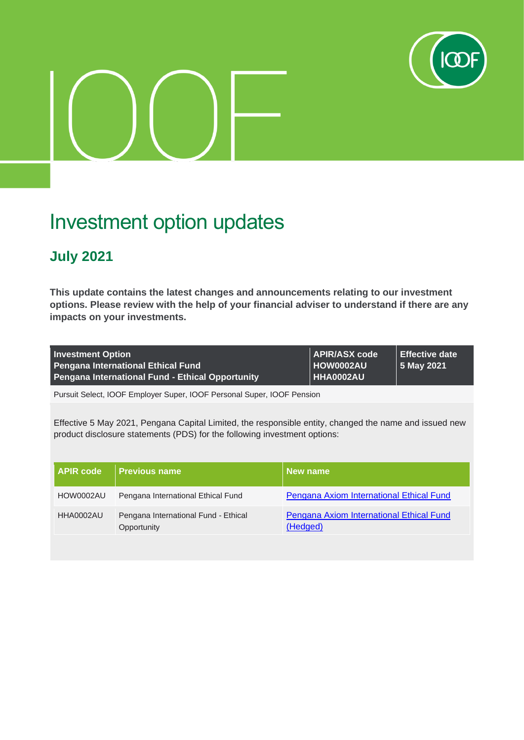# Investment option updates

## July 2021

**This update contains the latest changes and announcements relating to our investment options. Please review with the help of your financial adviser to understand if there are any impacts on your investments.**

| Investment Option | APIR/ASX code | Effective date |
|---|---|---|
| **Pengana International Ethical Fund**<br>**Pengana International Fund - Ethical Opportunity** | **HOW0002AU**<br>**HHA0002AU** | **5 May 2021** |

Pursuit Select, IOOF Employer Super, IOOF Personal Super, IOOF Pension

Effective 5 May 2021, Pengana Capital Limited, the responsible entity, changed the name and issued new product disclosure statements (PDS) for the following investment options:

| APIR code | Previous name | New name |
|---|---|---|
| HOW0002AU | Pengana International Ethical Fund | Pengana Axiom International Ethical Fund |
| HHA0002AU | Pengana International Fund - Ethical Opportunity | Pengana Axiom International Ethical Fund (Hedged) |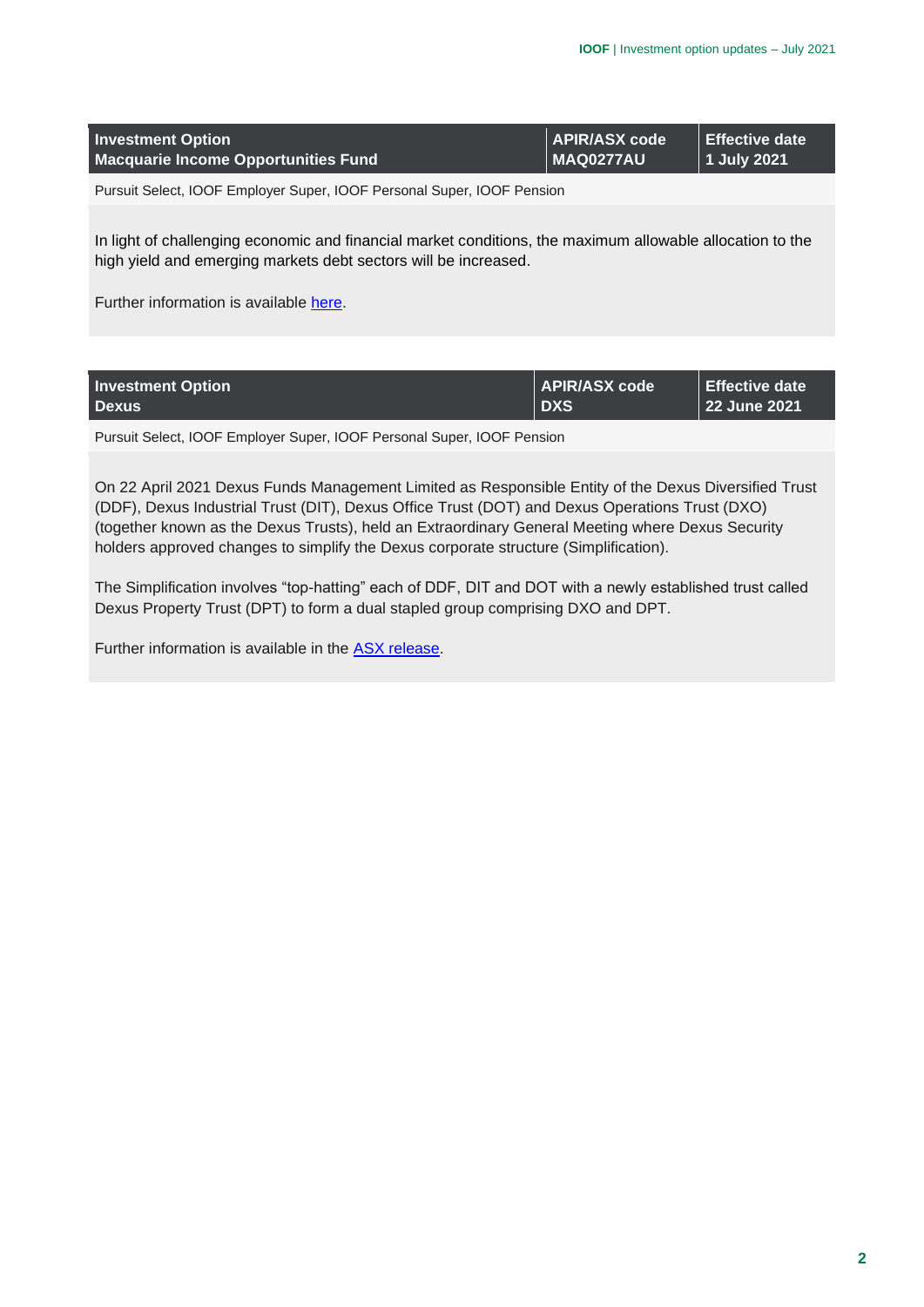| Investment Option Macquarie Income Opportunities Fund | APIR/ASX code MAQ0277AU | Effective date 1 July 2021 |
| --- | --- | --- |

Pursuit Select, IOOF Employer Super, IOOF Personal Super, IOOF Pension

In light of challenging economic and financial market conditions, the maximum allowable allocation to the high yield and emerging markets debt sectors will be increased.

Further information is available here.

| Investment Option Dexus | APIR/ASX code DXS | Effective date 22 June 2021 |
| --- | --- | --- |

Pursuit Select, IOOF Employer Super, IOOF Personal Super, IOOF Pension

On 22 April 2021 Dexus Funds Management Limited as Responsible Entity of the Dexus Diversified Trust (DDF), Dexus Industrial Trust (DIT), Dexus Office Trust (DOT) and Dexus Operations Trust (DXO) (together known as the Dexus Trusts), held an Extraordinary General Meeting where Dexus Security holders approved changes to simplify the Dexus corporate structure (Simplification).

The Simplification involves "top-hatting" each of DDF, DIT and DOT with a newly established trust called Dexus Property Trust (DPT) to form a dual stapled group comprising DXO and DPT.

Further information is available in the ASX release.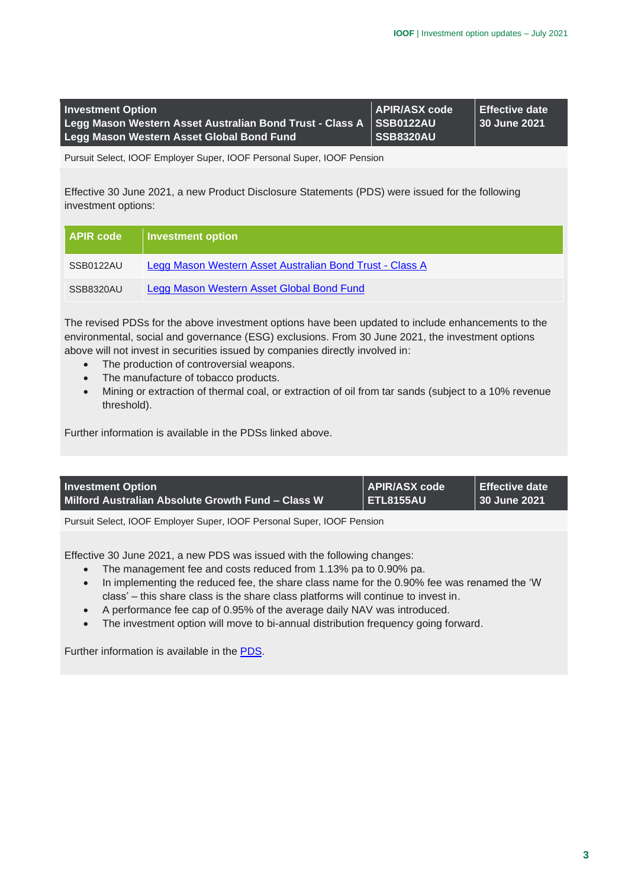| Investment Option | APIR/ASX code | Effective date |
|---|---|---|
| Legg Mason Western Asset Australian Bond Trust - Class A<br>Legg Mason Western Asset Global Bond Fund | SSB0122AU<br>SSB8320AU | 30 June 2021 |

Pursuit Select, IOOF Employer Super, IOOF Personal Super, IOOF Pension

Effective 30 June 2021, a new Product Disclosure Statements (PDS) were issued for the following investment options:

| APIR code | Investment option |
|---|---|
| SSB0122AU | Legg Mason Western Asset Australian Bond Trust - Class A |
| SSB8320AU | Legg Mason Western Asset Global Bond Fund |

The revised PDSs for the above investment options have been updated to include enhancements to the environmental, social and governance (ESG) exclusions. From 30 June 2021, the investment options above will not invest in securities issued by companies directly involved in:

- The production of controversial weapons.
- The manufacture of tobacco products.
- Mining or extraction of thermal coal, or extraction of oil from tar sands (subject to a 10% revenue threshold).

Further information is available in the PDSs linked above.

| Investment Option | APIR/ASX code | Effective date |
|---|---|---|
| Milford Australian Absolute Growth Fund – Class W | ETL8155AU | 30 June 2021 |

Pursuit Select, IOOF Employer Super, IOOF Personal Super, IOOF Pension

Effective 30 June 2021, a new PDS was issued with the following changes:

- The management fee and costs reduced from 1.13% pa to 0.90% pa.
- In implementing the reduced fee, the share class name for the 0.90% fee was renamed the 'W class' – this share class is the share class platforms will continue to invest in.
- A performance fee cap of 0.95% of the average daily NAV was introduced.
- The investment option will move to bi-annual distribution frequency going forward.

Further information is available in the PDS.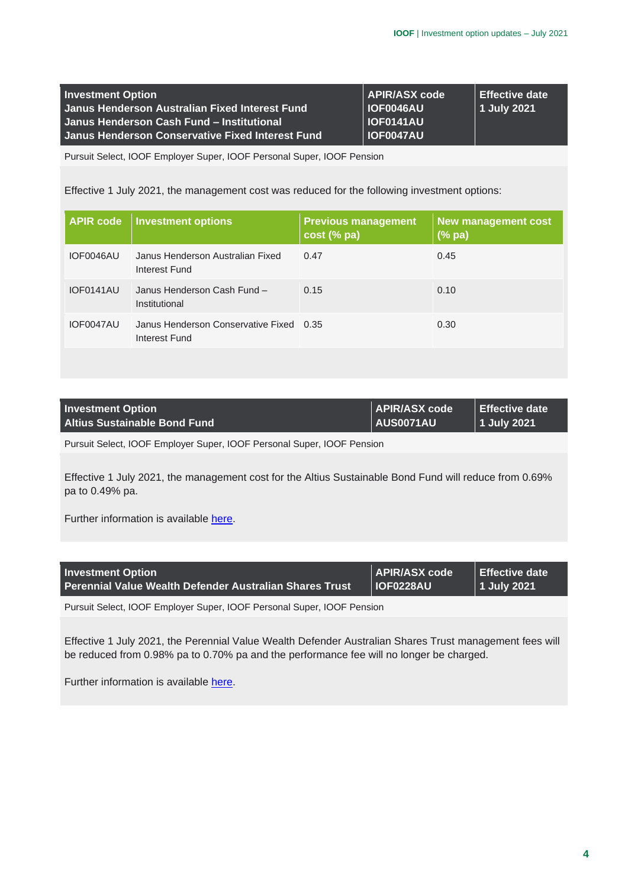| Investment Option | APIR/ASX code | Effective date |
| --- | --- | --- |
| Janus Henderson Australian Fixed Interest Fund | IOF0046AU | 1 July 2021 |
| Janus Henderson Cash Fund – Institutional | IOF0141AU | |
| Janus Henderson Conservative Fixed Interest Fund | IOF0047AU | |

Pursuit Select, IOOF Employer Super, IOOF Personal Super, IOOF Pension

Effective 1 July 2021, the management cost was reduced for the following investment options:

| APIR code | Investment options | Previous management cost (% pa) | New management cost (% pa) |
| --- | --- | --- | --- |
| IOF0046AU | Janus Henderson Australian Fixed Interest Fund | 0.47 | 0.45 |
| IOF0141AU | Janus Henderson Cash Fund – Institutional | 0.15 | 0.10 |
| IOF0047AU | Janus Henderson Conservative Fixed Interest Fund | 0.35 | 0.30 |

| Investment Option | APIR/ASX code | Effective date |
| --- | --- | --- |
| Altius Sustainable Bond Fund | AUS0071AU | 1 July 2021 |

Pursuit Select, IOOF Employer Super, IOOF Personal Super, IOOF Pension

Effective 1 July 2021, the management cost for the Altius Sustainable Bond Fund will reduce from 0.69% pa to 0.49% pa.

Further information is available here.

| Investment Option | APIR/ASX code | Effective date |
| --- | --- | --- |
| Perennial Value Wealth Defender Australian Shares Trust | IOF0228AU | 1 July 2021 |

Pursuit Select, IOOF Employer Super, IOOF Personal Super, IOOF Pension

Effective 1 July 2021, the Perennial Value Wealth Defender Australian Shares Trust management fees will be reduced from 0.98% pa to 0.70% pa and the performance fee will no longer be charged.

Further information is available here.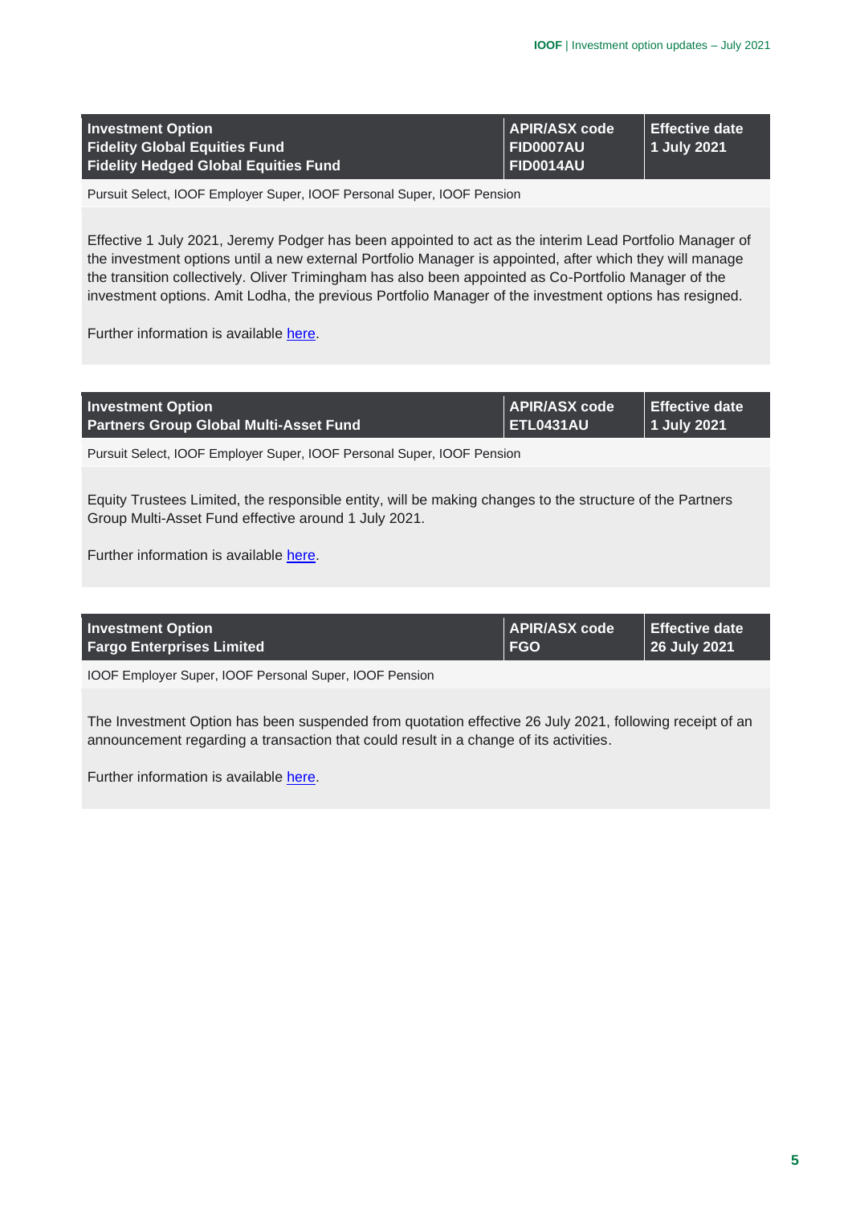| Investment Option | APIR/ASX code | Effective date |
|---|---|---|
| **Fidelity Global Equities Fund**<br>**Fidelity Hedged Global Equities Fund** | **FID0007AU**<br>**FID0014AU** | **1 July 2021** |

Pursuit Select, IOOF Employer Super, IOOF Personal Super, IOOF Pension

Effective 1 July 2021, Jeremy Podger has been appointed to act as the interim Lead Portfolio Manager of the investment options until a new external Portfolio Manager is appointed, after which they will manage the transition collectively. Oliver Trimingham has also been appointed as Co-Portfolio Manager of the investment options. Amit Lodha, the previous Portfolio Manager of the investment options has resigned.

Further information is available here.

| Investment Option | APIR/ASX code | Effective date |
|---|---|---|
| **Partners Group Global Multi-Asset Fund** | **ETL0431AU** | **1 July 2021** |

Pursuit Select, IOOF Employer Super, IOOF Personal Super, IOOF Pension

Equity Trustees Limited, the responsible entity, will be making changes to the structure of the Partners Group Multi-Asset Fund effective around 1 July 2021.

Further information is available here.

| Investment Option | APIR/ASX code | Effective date |
|---|---|---|
| **Fargo Enterprises Limited** | **FGO** | **26 July 2021** |

IOOF Employer Super, IOOF Personal Super, IOOF Pension

The Investment Option has been suspended from quotation effective 26 July 2021, following receipt of an announcement regarding a transaction that could result in a change of its activities.

Further information is available here.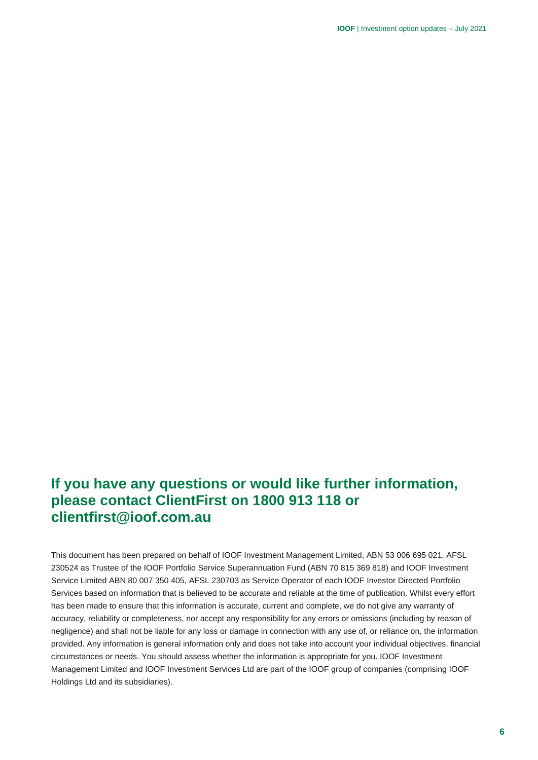## If you have any questions or would like further information, please contact ClientFirst on 1800 913 118 or clientfirst@ioof.com.au

This document has been prepared on behalf of IOOF Investment Management Limited, ABN 53 006 695 021, AFSL 230524 as Trustee of the IOOF Portfolio Service Superannuation Fund (ABN 70 815 369 818) and IOOF Investment Service Limited ABN 80 007 350 405, AFSL 230703 as Service Operator of each IOOF Investor Directed Portfolio Services based on information that is believed to be accurate and reliable at the time of publication. Whilst every effort has been made to ensure that this information is accurate, current and complete, we do not give any warranty of accuracy, reliability or completeness, nor accept any responsibility for any errors or omissions (including by reason of negligence) and shall not be liable for any loss or damage in connection with any use of, or reliance on, the information provided. Any information is general information only and does not take into account your individual objectives, financial circumstances or needs. You should assess whether the information is appropriate for you. IOOF Investment Management Limited and IOOF Investment Services Ltd are part of the IOOF group of companies (comprising IOOF Holdings Ltd and its subsidiaries).